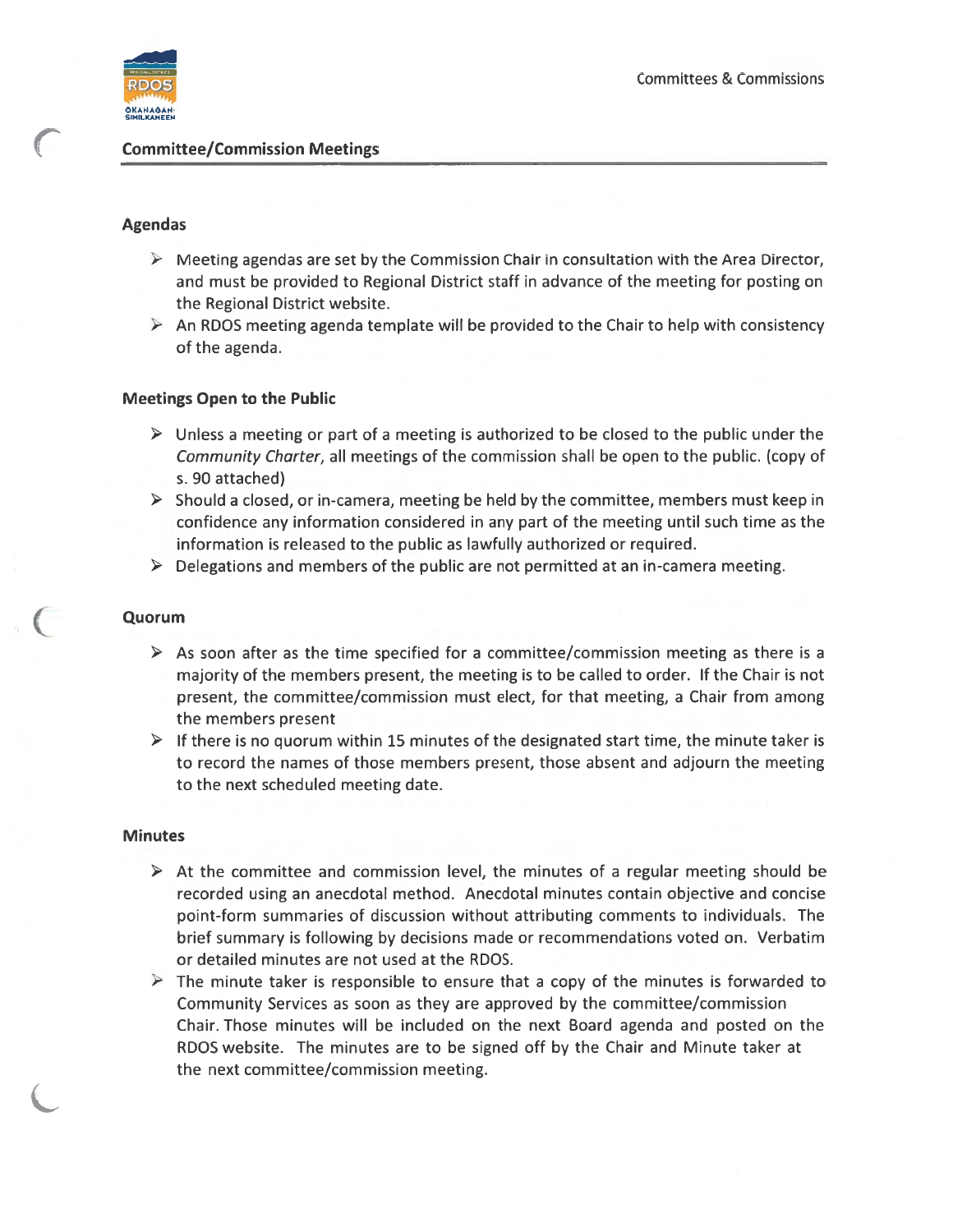## Committee/Commission Meetings

### Agendas

- Meeting agendas are set by the Commission Chair in consultation with the Area Director, and must be provided to Regional District staff in advance of the meeting for posting on the Regional District website.
- An RDOS meeting agenda template will be provided to the Chair to help with consistency of the agenda.

### Meetings Open to the Public

- Unless a meeting or part of a meeting is authorized to be closed to the public under the *Community Charter*, all meetings of the commission shall be open to the public. (copy of s. 90 attached)
- Should a closed, or in-camera, meeting be held by the committee, members must keep in confidence any information considered in any part of the meeting until such time as the information is released to the public as lawfully authorized or required.
- Delegations and members of the public are not permitted at an in-camera meeting.

### Quorum

- As soon after as the time specified for a committee/commission meeting as there is a majority of the members present, the meeting is to be called to order. If the Chair is not present, the committee/commission must elect, for that meeting, a Chair from among the members present
- If there is no quorum within 15 minutes of the designated start time, the minute taker is to record the names of those members present, those absent and adjourn the meeting to the next scheduled meeting date.

### Minutes

- At the committee and commission level, the minutes of a regular meeting should be recorded using an anecdotal method. Anecdotal minutes contain objective and concise point-form summaries of discussion without attributing comments to individuals. The brief summary is following by decisions made or recommendations voted on. Verbatim or detailed minutes are not used at the RDOS.
- The minute taker is responsible to ensure that a copy of the minutes is forwarded to Community Services as soon as they are approved by the committee/commission Chair. Those minutes will be included on the next Board agenda and posted on the RDOS website. The minutes are to be signed off by the Chair and Minute taker at the next committee/commission meeting.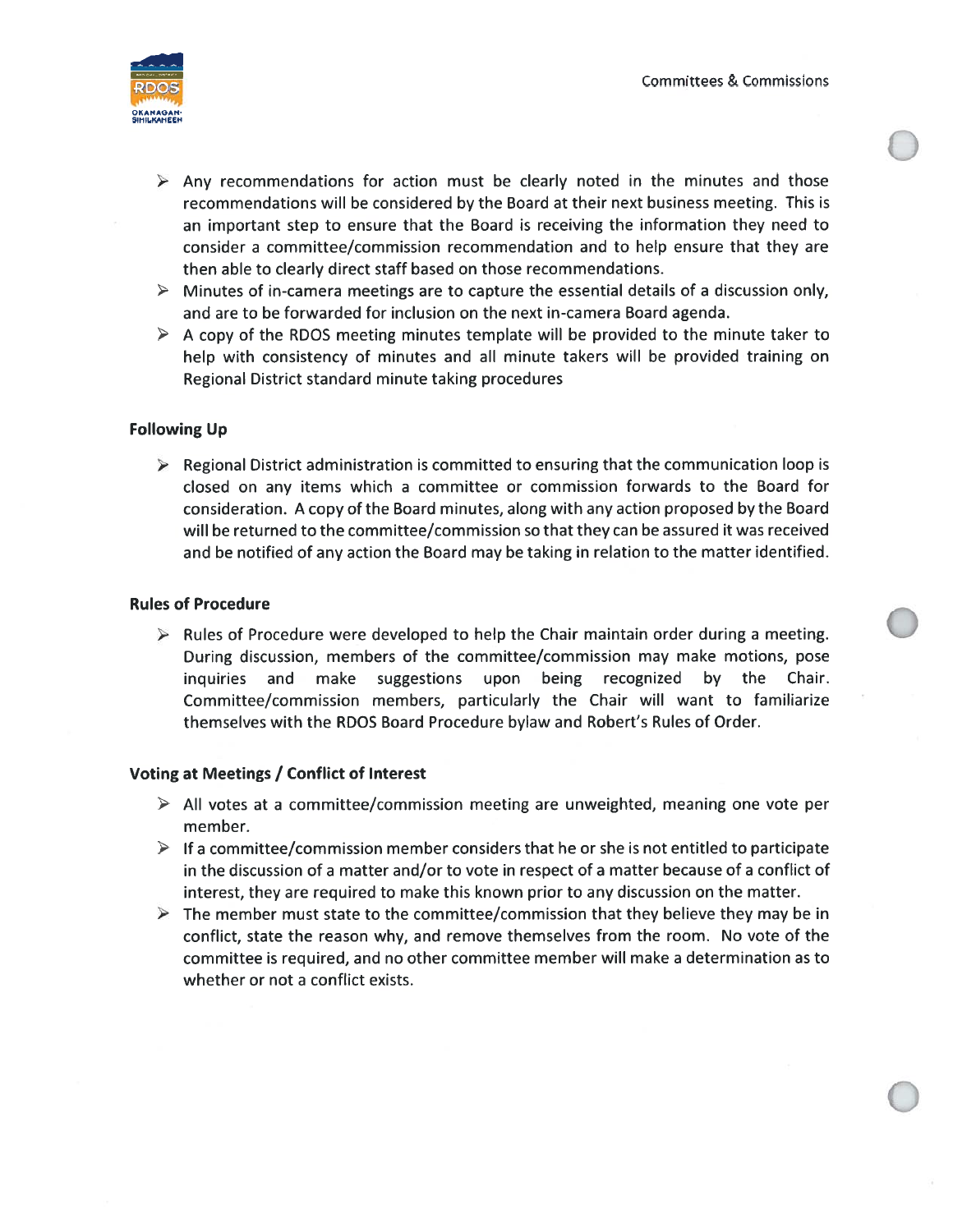- Any recommendations for action must be clearly noted in the minutes and those recommendations will be considered by the Board at their next business meeting. This is an important step to ensure that the Board is receiving the information they need to consider a committee/commission recommendation and to help ensure that they are then able to clearly direct staff based on those recommendations.
- Minutes of in-camera meetings are to capture the essential details of a discussion only, and are to be forwarded for inclusion on the next in-camera Board agenda.
- A copy of the RDOS meeting minutes template will be provided to the minute taker to help with consistency of minutes and all minute takers will be provided training on Regional District standard minute taking procedures

**Following Up**

- Regional District administration is committed to ensuring that the communication loop is closed on any items which a committee or commission forwards to the Board for consideration. A copy of the Board minutes, along with any action proposed by the Board will be returned to the committee/commission so that they can be assured it was received and be notified of any action the Board may be taking in relation to the matter identified.

**Rules of Procedure**

- Rules of Procedure were developed to help the Chair maintain order during a meeting. During discussion, members of the committee/commission may make motions, pose inquiries and make suggestions upon being recognized by the Chair. Committee/commission members, particularly the Chair will want to familiarize themselves with the RDOS Board Procedure bylaw and Robert's Rules of Order.

**Voting at Meetings / Conflict of Interest**

- All votes at a committee/commission meeting are unweighted, meaning one vote per member.
- If a committee/commission member considers that he or she is not entitled to participate in the discussion of a matter and/or to vote in respect of a matter because of a conflict of interest, they are required to make this known prior to any discussion on the matter.
- The member must state to the committee/commission that they believe they may be in conflict, state the reason why, and remove themselves from the room. No vote of the committee is required, and no other committee member will make a determination as to whether or not a conflict exists.